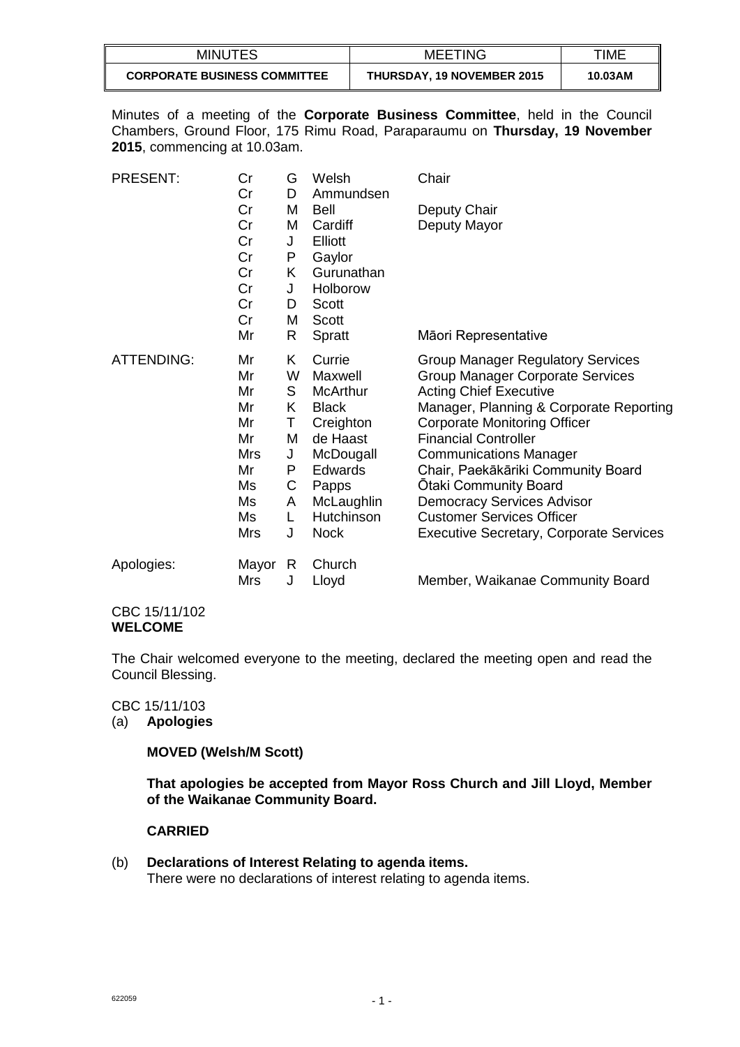| MINUTES | MEETING | TIME |
|---|---|---|
| **CORPORATE BUSINESS COMMITTEE** | **THURSDAY, 19 NOVEMBER 2015** | **10.03AM** |

Minutes of a meeting of the **Corporate Business Committee**, held in the Council Chambers, Ground Floor, 175 Rimu Road, Paraparaumu on **Thursday, 19 November 2015**, commencing at 10.03am.

| | | | | |
|---|---|---|---|---|
| PRESENT: | Cr | G | Welsh | Chair |
| | Cr | D | Ammundsen | |
| | Cr | M | Bell | Deputy Chair |
| | Cr | M | Cardiff | Deputy Mayor |
| | Cr | J | Elliott | |
| | Cr | P | Gaylor | |
| | Cr | K | Gurunathan | |
| | Cr | J | Holborow | |
| | Cr | D | Scott | |
| | Cr | M | Scott | |
| | Mr | R | Spratt | Māori Representative |
| ATTENDING: | Mr | K | Currie | Group Manager Regulatory Services |
| | Mr | W | Maxwell | Group Manager Corporate Services |
| | Mr | S | McArthur | Acting Chief Executive |
| | Mr | K | Black | Manager, Planning & Corporate Reporting |
| | Mr | T | Creighton | Corporate Monitoring Officer |
| | Mr | M | de Haast | Financial Controller |
| | Mrs | J | McDougall | Communications Manager |
| | Mr | P | Edwards | Chair, Paekākāriki Community Board |
| | Ms | C | Papps | Ōtaki Community Board |
| | Ms | A | McLaughlin | Democracy Services Advisor |
| | Ms | L | Hutchinson | Customer Services Officer |
| | Mrs | J | Nock | Executive Secretary, Corporate Services |
| Apologies: | Mayor | R | Church | |
| | Mrs | J | Lloyd | Member, Waikanae Community Board |

CBC 15/11/102
**WELCOME**

The Chair welcomed everyone to the meeting, declared the meeting open and read the Council Blessing.

CBC 15/11/103
(a) **Apologies**

**MOVED (Welsh/M Scott)**

**That apologies be accepted from Mayor Ross Church and Jill Lloyd, Member of the Waikanae Community Board.**

**CARRIED**

(b) **Declarations of Interest Relating to agenda items.**
There were no declarations of interest relating to agenda items.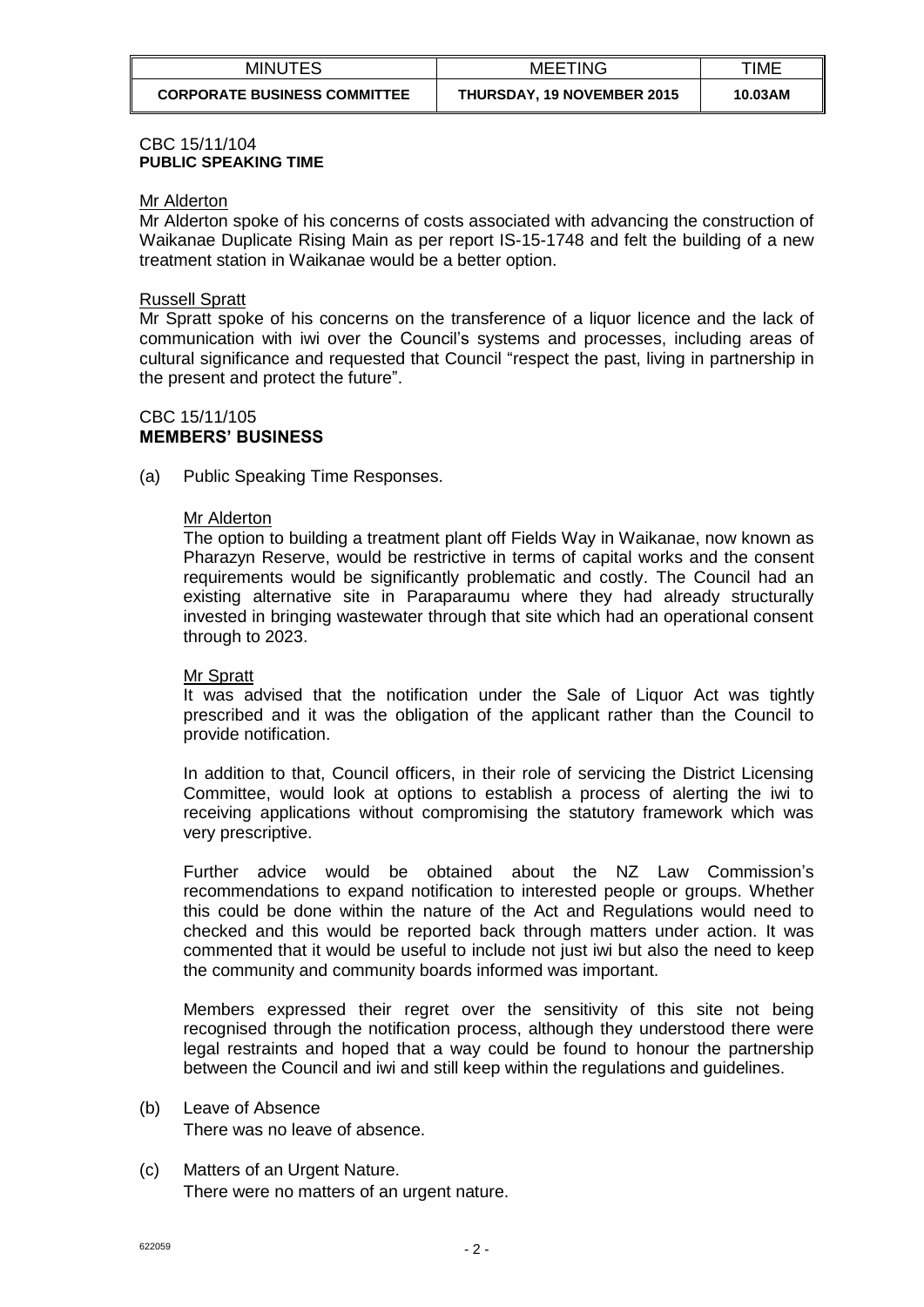| MINUTES | MEETING | TIME |
| --- | --- | --- |
| **CORPORATE BUSINESS COMMITTEE** | **THURSDAY, 19 NOVEMBER 2015** | **10.03AM** |

CBC 15/11/104
**PUBLIC SPEAKING TIME**

Mr Alderton
Mr Alderton spoke of his concerns of costs associated with advancing the construction of Waikanae Duplicate Rising Main as per report IS-15-1748 and felt the building of a new treatment station in Waikanae would be a better option.

Russell Spratt
Mr Spratt spoke of his concerns on the transference of a liquor licence and the lack of communication with iwi over the Council's systems and processes, including areas of cultural significance and requested that Council "respect the past, living in partnership in the present and protect the future".

CBC 15/11/105
**MEMBERS' BUSINESS**

(a) Public Speaking Time Responses.

Mr Alderton
The option to building a treatment plant off Fields Way in Waikanae, now known as Pharazyn Reserve, would be restrictive in terms of capital works and the consent requirements would be significantly problematic and costly. The Council had an existing alternative site in Paraparaumu where they had already structurally invested in bringing wastewater through that site which had an operational consent through to 2023.

Mr Spratt
It was advised that the notification under the Sale of Liquor Act was tightly prescribed and it was the obligation of the applicant rather than the Council to provide notification.

In addition to that, Council officers, in their role of servicing the District Licensing Committee, would look at options to establish a process of alerting the iwi to receiving applications without compromising the statutory framework which was very prescriptive.

Further advice would be obtained about the NZ Law Commission's recommendations to expand notification to interested people or groups. Whether this could be done within the nature of the Act and Regulations would need to checked and this would be reported back through matters under action. It was commented that it would be useful to include not just iwi but also the need to keep the community and community boards informed was important.

Members expressed their regret over the sensitivity of this site not being recognised through the notification process, although they understood there were legal restraints and hoped that a way could be found to honour the partnership between the Council and iwi and still keep within the regulations and guidelines.

(b) Leave of Absence
There was no leave of absence.

(c) Matters of an Urgent Nature.
There were no matters of an urgent nature.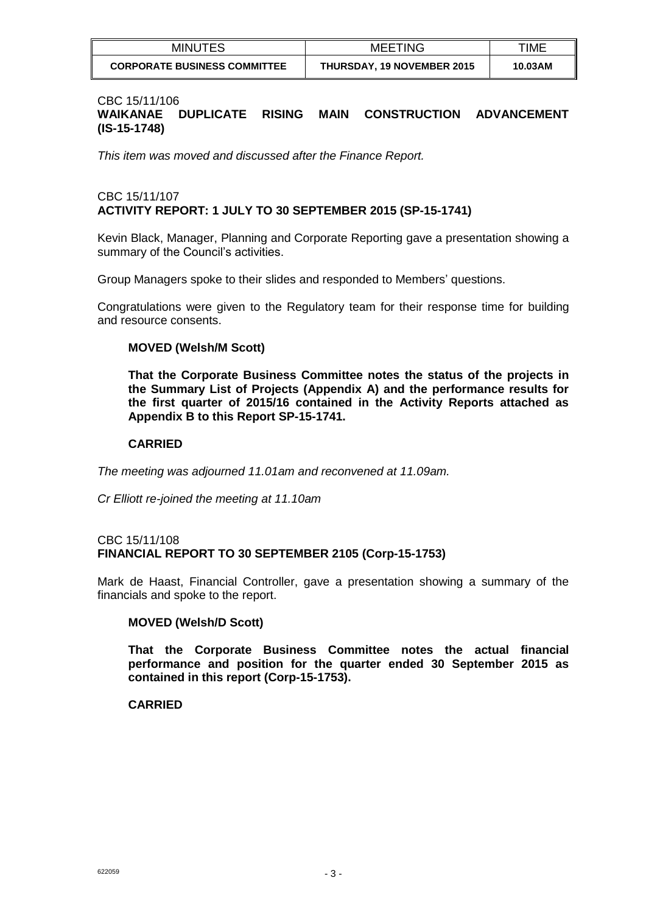| MINUTES | MEETING | TIME |
| --- | --- | --- |
| **CORPORATE BUSINESS COMMITTEE** | **THURSDAY, 19 NOVEMBER 2015** | **10.03AM** |

CBC 15/11/106
**WAIKANAE DUPLICATE RISING MAIN CONSTRUCTION ADVANCEMENT (IS-15-1748)**

*This item was moved and discussed after the Finance Report.*

CBC 15/11/107
**ACTIVITY REPORT: 1 JULY TO 30 SEPTEMBER 2015 (SP-15-1741)**

Kevin Black, Manager, Planning and Corporate Reporting gave a presentation showing a summary of the Council's activities.

Group Managers spoke to their slides and responded to Members' questions.

Congratulations were given to the Regulatory team for their response time for building and resource consents.

**MOVED (Welsh/M Scott)**

**That the Corporate Business Committee notes the status of the projects in the Summary List of Projects (Appendix A) and the performance results for the first quarter of 2015/16 contained in the Activity Reports attached as Appendix B to this Report SP-15-1741.**

**CARRIED**

*The meeting was adjourned 11.01am and reconvened at 11.09am.*

*Cr Elliott re-joined the meeting at 11.10am*

CBC 15/11/108
**FINANCIAL REPORT TO 30 SEPTEMBER 2105 (Corp-15-1753)**

Mark de Haast, Financial Controller, gave a presentation showing a summary of the financials and spoke to the report.

**MOVED (Welsh/D Scott)**

**That the Corporate Business Committee notes the actual financial performance and position for the quarter ended 30 September 2015 as contained in this report (Corp-15-1753).**

**CARRIED**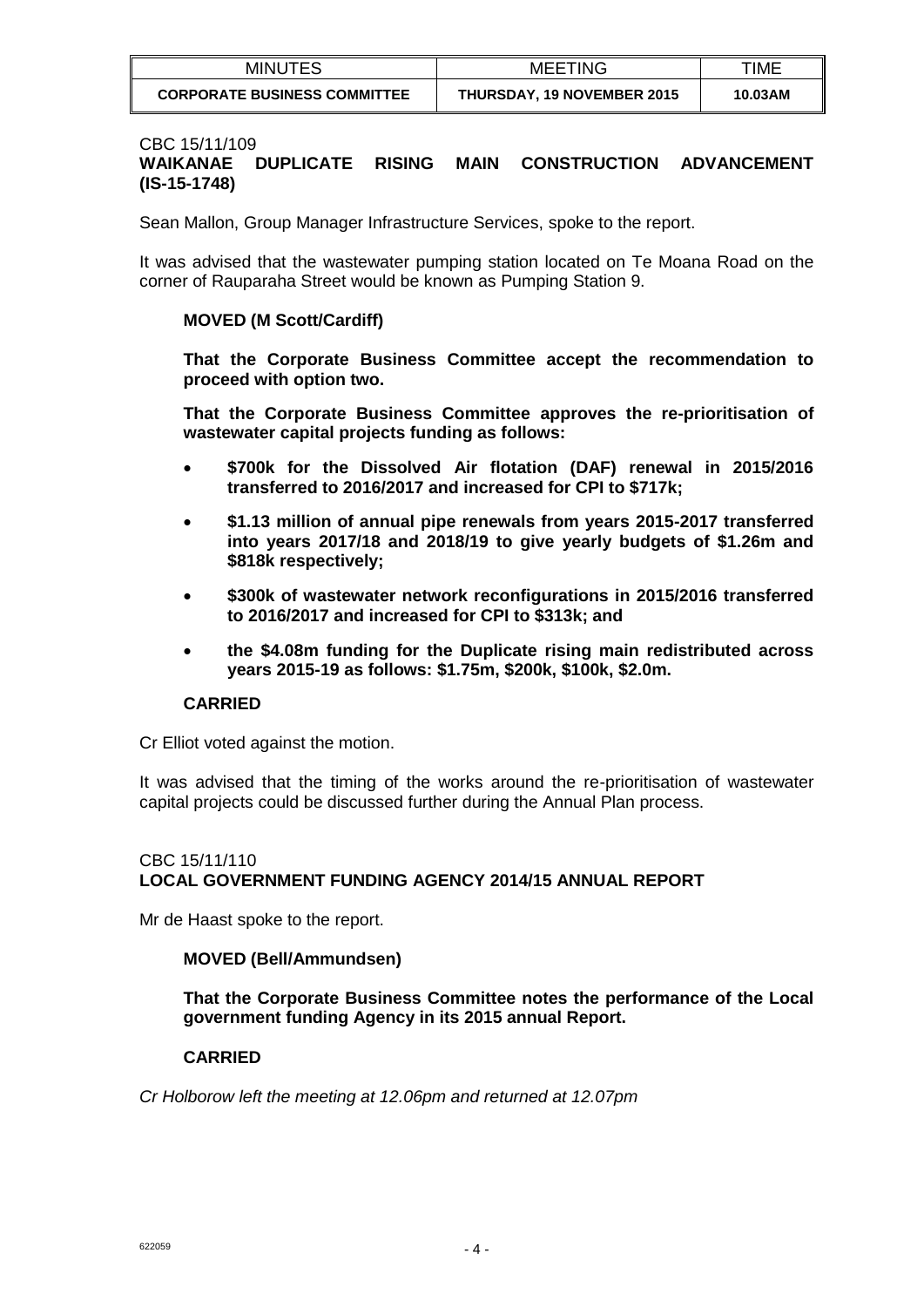CBC 15/11/109
**WAIKANAE DUPLICATE RISING MAIN CONSTRUCTION ADVANCEMENT (IS-15-1748)**

Sean Mallon, Group Manager Infrastructure Services, spoke to the report.

It was advised that the wastewater pumping station located on Te Moana Road on the corner of Rauparaha Street would be known as Pumping Station 9.

**MOVED (M Scott/Cardiff)**

**That the Corporate Business Committee accept the recommendation to proceed with option two.**

**That the Corporate Business Committee approves the re-prioritisation of wastewater capital projects funding as follows:**

- **$700k for the Dissolved Air flotation (DAF) renewal in 2015/2016 transferred to 2016/2017 and increased for CPI to $717k;**
- **$1.13 million of annual pipe renewals from years 2015-2017 transferred into years 2017/18 and 2018/19 to give yearly budgets of $1.26m and $818k respectively;**
- **$300k of wastewater network reconfigurations in 2015/2016 transferred to 2016/2017 and increased for CPI to $313k; and**
- **the $4.08m funding for the Duplicate rising main redistributed across years 2015-19 as follows: $1.75m, $200k, $100k, $2.0m.**

**CARRIED**

Cr Elliot voted against the motion.

It was advised that the timing of the works around the re-prioritisation of wastewater capital projects could be discussed further during the Annual Plan process.

CBC 15/11/110
**LOCAL GOVERNMENT FUNDING AGENCY 2014/15 ANNUAL REPORT**

Mr de Haast spoke to the report.

**MOVED (Bell/Ammundsen)**

**That the Corporate Business Committee notes the performance of the Local government funding Agency in its 2015 annual Report.**

**CARRIED**

*Cr Holborow left the meeting at 12.06pm and returned at 12.07pm*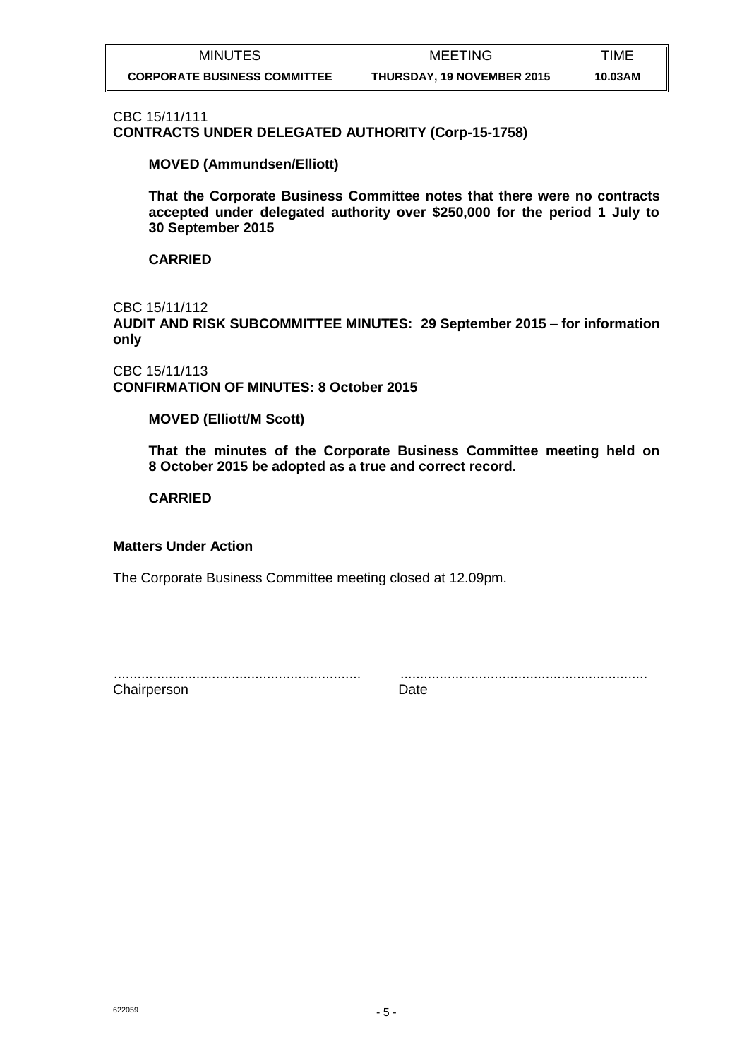CBC 15/11/111
**CONTRACTS UNDER DELEGATED AUTHORITY (Corp-15-1758)**

**MOVED (Ammundsen/Elliott)**

**That the Corporate Business Committee notes that there were no contracts accepted under delegated authority over $250,000 for the period 1 July to 30 September 2015**

**CARRIED**

CBC 15/11/112
**AUDIT AND RISK SUBCOMMITTEE MINUTES: 29 September 2015 – for information only**

CBC 15/11/113
**CONFIRMATION OF MINUTES: 8 October 2015**

**MOVED (Elliott/M Scott)**

**That the minutes of the Corporate Business Committee meeting held on 8 October 2015 be adopted as a true and correct record.**

**CARRIED**

**Matters Under Action**

The Corporate Business Committee meeting closed at 12.09pm.

.............................................................. ..............................................................
Chairperson Date